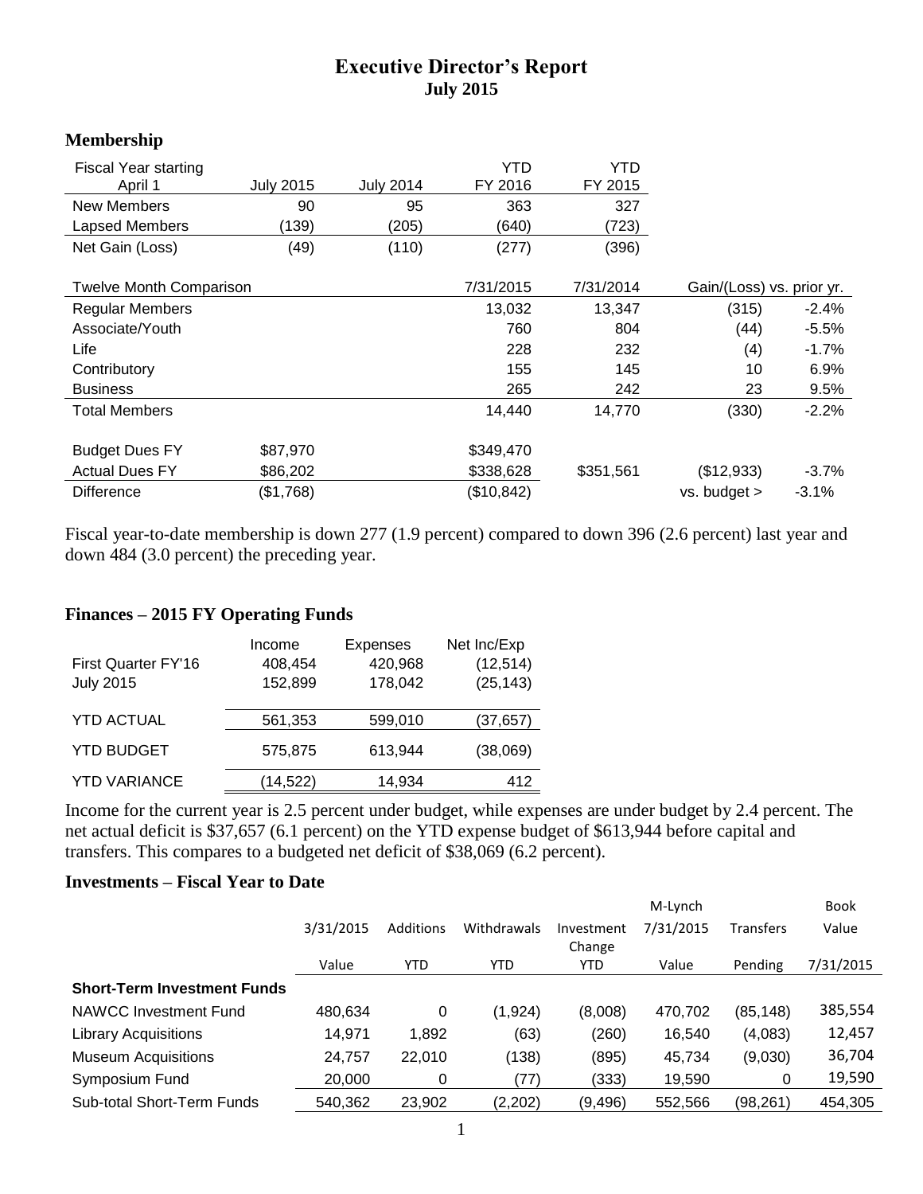# Executive Director's Report
## July 2015

### Membership

| Fiscal Year starting April 1 | July 2015 | July 2014 | YTD FY 2016 | YTD FY 2015 |
|---|---|---|---|---|
| New Members | 90 | 95 | 363 | 327 |
| Lapsed Members | (139) | (205) | (640) | (723) |
| Net Gain (Loss) | (49) | (110) | (277) | (396) |

| Twelve Month Comparison | | | 7/31/2015 | 7/31/2014 | Gain/(Loss) vs. prior yr. | |
|---|---|---|---|---|---|---|
| Regular Members | | | 13,032 | 13,347 | (315) | -2.4% |
| Associate/Youth | | | 760 | 804 | (44) | -5.5% |
| Life | | | 228 | 232 | (4) | -1.7% |
| Contributory | | | 155 | 145 | 10 | 6.9% |
| Business | | | 265 | 242 | 23 | 9.5% |
| Total Members | | | 14,440 | 14,770 | (330) | -2.2% |
| | | | | | | |
| Budget Dues FY | $87,970 | | $349,470 | | | |
| Actual Dues FY | $86,202 | | $338,628 | $351,561 | ($12,933) | -3.7% |
| Difference | ($1,768) | | ($10,842) | | vs. budget > | -3.1% |

Fiscal year-to-date membership is down 277 (1.9 percent) compared to down 396 (2.6 percent) last year and down 484 (3.0 percent) the preceding year.

### Finances – 2015 FY Operating Funds

| | Income | Expenses | Net Inc/Exp |
|---|---|---|---|
| First Quarter FY'16 | 408,454 | 420,968 | (12,514) |
| July 2015 | 152,899 | 178,042 | (25,143) |
| YTD ACTUAL | 561,353 | 599,010 | (37,657) |
| YTD BUDGET | 575,875 | 613,944 | (38,069) |
| YTD VARIANCE | (14,522) | 14,934 | 412 |

Income for the current year is 2.5 percent under budget, while expenses are under budget by 2.4 percent. The net actual deficit is $37,657 (6.1 percent) on the YTD expense budget of $613,944 before capital and transfers. This compares to a budgeted net deficit of $38,069 (6.2 percent).

### Investments – Fiscal Year to Date

| | 3/31/2015 Value | Additions YTD | Withdrawals YTD | Investment Change YTD | M-Lynch 7/31/2015 Value | Transfers Pending | Book Value 7/31/2015 |
|---|---|---|---|---|---|---|---|
| **Short-Term Investment Funds** | | | | | | | |
| NAWCC Investment Fund | 480,634 | 0 | (1,924) | (8,008) | 470,702 | (85,148) | 385,554 |
| Library Acquisitions | 14,971 | 1,892 | (63) | (260) | 16,540 | (4,083) | 12,457 |
| Museum Acquisitions | 24,757 | 22,010 | (138) | (895) | 45,734 | (9,030) | 36,704 |
| Symposium Fund | 20,000 | 0 | (77) | (333) | 19,590 | 0 | 19,590 |
| Sub-total Short-Term Funds | 540,362 | 23,902 | (2,202) | (9,496) | 552,566 | (98,261) | 454,305 |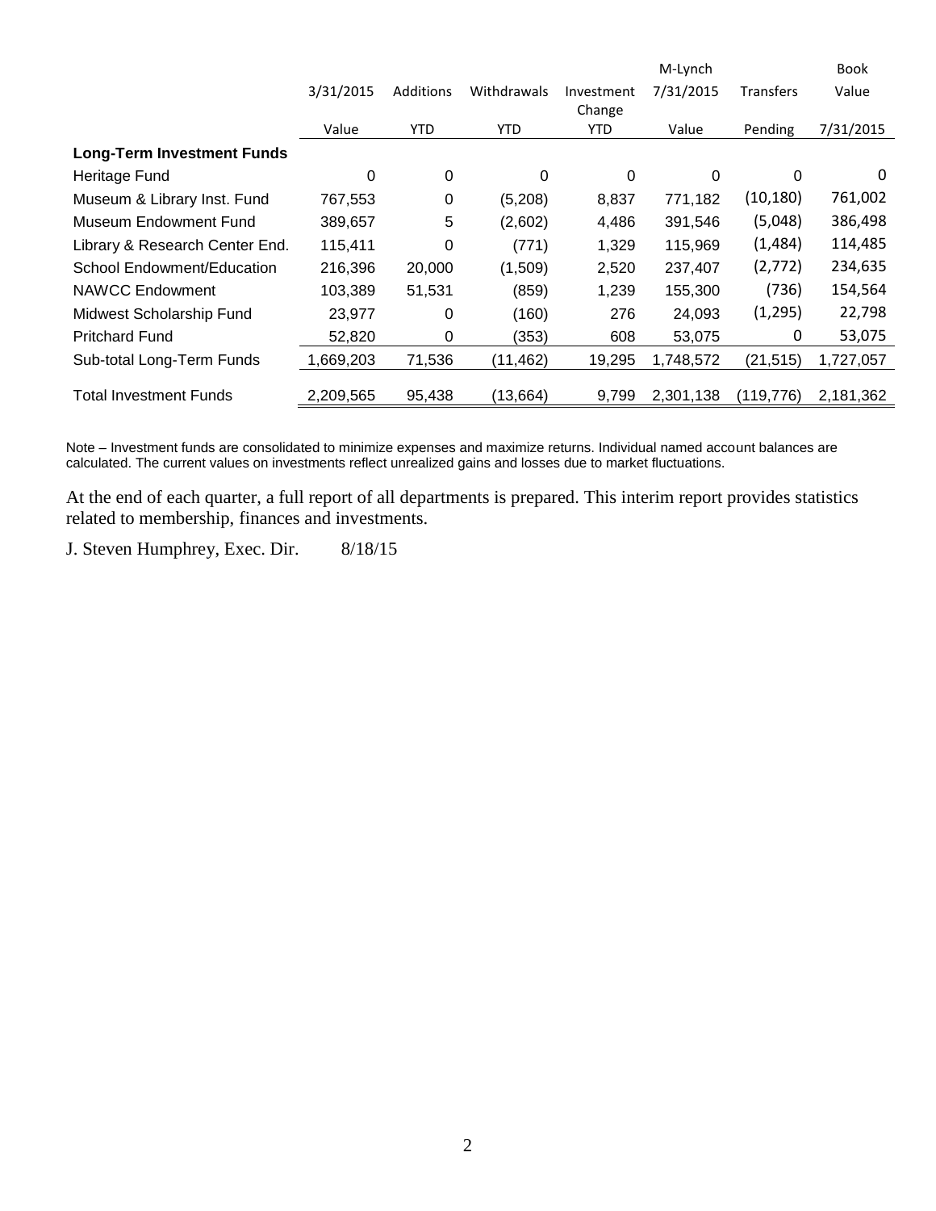| | 3/31/2015 Value | Additions YTD | Withdrawals YTD | Investment Change YTD | M-Lynch 7/31/2015 Value | Transfers Pending | Book Value 7/31/2015 |
|---|---|---|---|---|---|---|---|
| **Long-Term Investment Funds** | | | | | | | |
| Heritage Fund | 0 | 0 | 0 | 0 | 0 | 0 | 0 |
| Museum & Library Inst. Fund | 767,553 | 0 | (5,208) | 8,837 | 771,182 | (10,180) | 761,002 |
| Museum Endowment Fund | 389,657 | 5 | (2,602) | 4,486 | 391,546 | (5,048) | 386,498 |
| Library & Research Center End. | 115,411 | 0 | (771) | 1,329 | 115,969 | (1,484) | 114,485 |
| School Endowment/Education | 216,396 | 20,000 | (1,509) | 2,520 | 237,407 | (2,772) | 234,635 |
| NAWCC Endowment | 103,389 | 51,531 | (859) | 1,239 | 155,300 | (736) | 154,564 |
| Midwest Scholarship Fund | 23,977 | 0 | (160) | 276 | 24,093 | (1,295) | 22,798 |
| Pritchard Fund | 52,820 | 0 | (353) | 608 | 53,075 | 0 | 53,075 |
| Sub-total Long-Term Funds | 1,669,203 | 71,536 | (11,462) | 19,295 | 1,748,572 | (21,515) | 1,727,057 |
| Total Investment Funds | 2,209,565 | 95,438 | (13,664) | 9,799 | 2,301,138 | (119,776) | 2,181,362 |

Note – Investment funds are consolidated to minimize expenses and maximize returns. Individual named account balances are calculated. The current values on investments reflect unrealized gains and losses due to market fluctuations.

At the end of each quarter, a full report of all departments is prepared. This interim report provides statistics related to membership, finances and investments.

J. Steven Humphrey, Exec. Dir. 8/18/15